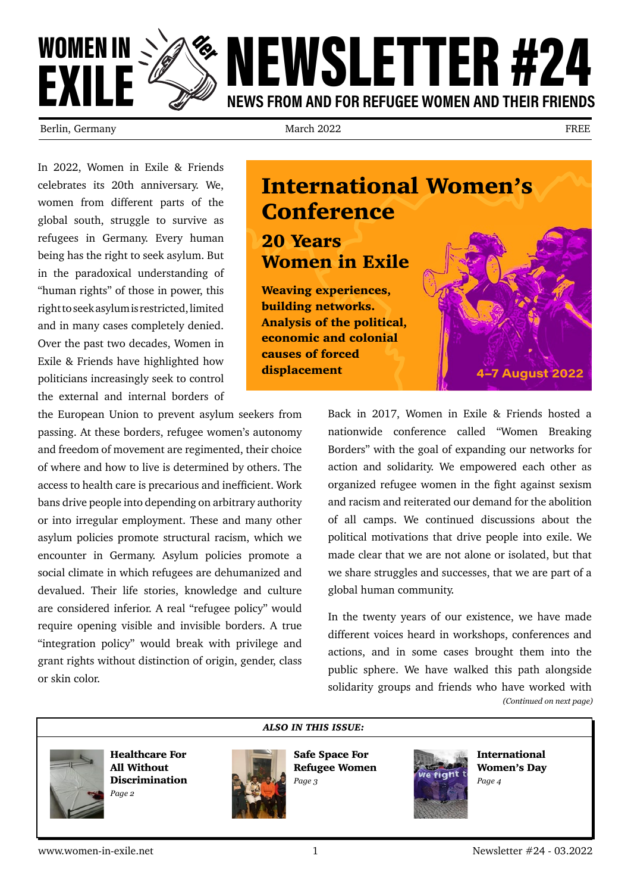# WOMEN IN EXILE — NEWSLETTER #24

**NEWS FROM AND FOR REFUGEE WOMEN AND THEIR FRIENDS**

Berlin, Germany | March 2022 | FREE

In 2022, Women in Exile & Friends celebrates its 20th anniversary. We, women from different parts of the global south, struggle to survive as refugees in Germany. Every human being has the right to seek asylum. But in the paradoxical understanding of "human rights" of those in power, this right to seek asylum is restricted, limited and in many cases completely denied. Over the past two decades, Women in Exile & Friends have highlighted how politicians increasingly seek to control the external and internal borders of the European Union to prevent asylum seekers from passing. At these borders, refugee women's autonomy and freedom of movement are regimented, their choice of where and how to live is determined by others. The access to health care is precarious and inefficient. Work bans drive people into depending on arbitrary authority or into irregular employment. These and many other asylum policies promote structural racism, which we encounter in Germany. Asylum policies promote a social climate in which refugees are dehumanized and devalued. Their life stories, knowledge and culture are considered inferior. A real "refugee policy" would require opening visible and invisible borders. A true "integration policy" would break with privilege and grant rights without distinction of origin, gender, class or skin color.

## International Women's Conference

### 20 Years Women in Exile

**Weaving experiences, building networks. Analysis of the political, economic and colonial causes of forced displacement**

**4–7 August 2022**

Back in 2017, Women in Exile & Friends hosted a nationwide conference called "Women Breaking Borders" with the goal of expanding our networks for action and solidarity. We empowered each other as organized refugee women in the fight against sexism and racism and reiterated our demand for the abolition of all camps. We continued discussions about the political motivations that drive people into exile. We made clear that we are not alone or isolated, but that we share struggles and successes, that we are part of a global human community.

In the twenty years of our existence, we have made different voices heard in workshops, conferences and actions, and in some cases brought them into the public sphere. We have walked this path alongside solidarity groups and friends who have worked with

*(Continued on next page)*

***ALSO IN THIS ISSUE:***

- **Healthcare For All Without Discrimination** — *Page 2*
- **Safe Space For Refugee Women** — *Page 3*
- **International Women's Day** — *Page 4*

www.women-in-exile.net | Newsletter #24 - 03.2022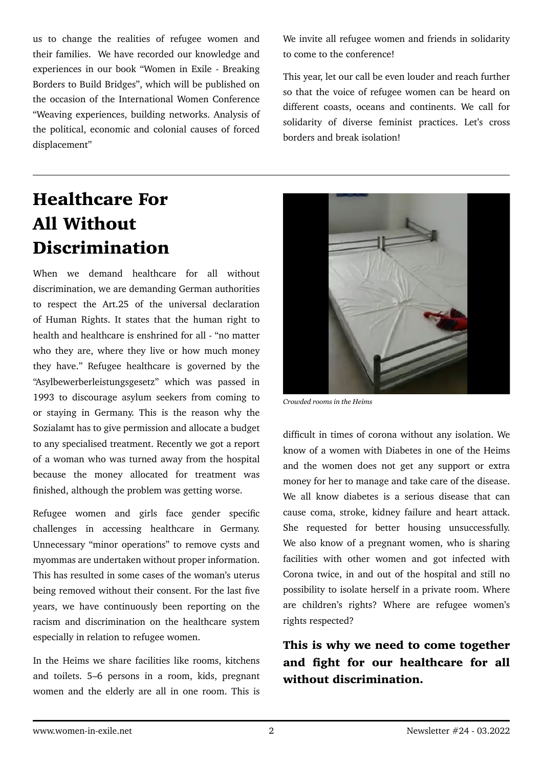us to change the realities of refugee women and their families. We have recorded our knowledge and experiences in our book “Women in Exile - Breaking Borders to Build Bridges”, which will be published on the occasion of the International Women Conference “Weaving experiences, building networks. Analysis of the political, economic and colonial causes of forced displacement”

We invite all refugee women and friends in solidarity to come to the conference!

This year, let our call be even louder and reach further so that the voice of refugee women can be heard on different coasts, oceans and continents. We call for solidarity of diverse feminist practices. Let’s cross borders and break isolation!

---

# Healthcare For All Without Discrimination

When we demand healthcare for all without discrimination, we are demanding German authorities to respect the Art.25 of the universal declaration of Human Rights. It states that the human right to health and healthcare is enshrined for all - “no matter who they are, where they live or how much money they have.” Refugee healthcare is governed by the “Asylbewerberleistungsgesetz” which was passed in 1993 to discourage asylum seekers from coming to or staying in Germany. This is the reason why the Sozialamt has to give permission and allocate a budget to any specialised treatment. Recently we got a report of a woman who was turned away from the hospital because the money allocated for treatment was finished, although the problem was getting worse.

Refugee women and girls face gender specific challenges in accessing healthcare in Germany. Unnecessary “minor operations” to remove cysts and myommas are undertaken without proper information. This has resulted in some cases of the woman’s uterus being removed without their consent. For the last five years, we have continuously been reporting on the racism and discrimination on the healthcare system especially in relation to refugee women.

In the Heims we share facilities like rooms, kitchens and toilets. 5–6 persons in a room, kids, pregnant women and the elderly are all in one room. This is difficult in times of corona without any isolation. We know of a women with Diabetes in one of the Heims and the women does not get any support or extra money for her to manage and take care of the disease. We all know diabetes is a serious disease that can cause coma, stroke, kidney failure and heart attack. She requested for better housing unsuccessfully. We also know of a pregnant women, who is sharing facilities with other women and got infected with Corona twice, in and out of the hospital and still no possibility to isolate herself in a private room. Where are children’s rights? Where are refugee women’s rights respected?

*Crowded rooms in the Heims*

**This is why we need to come together and fight for our healthcare for all without discrimination.**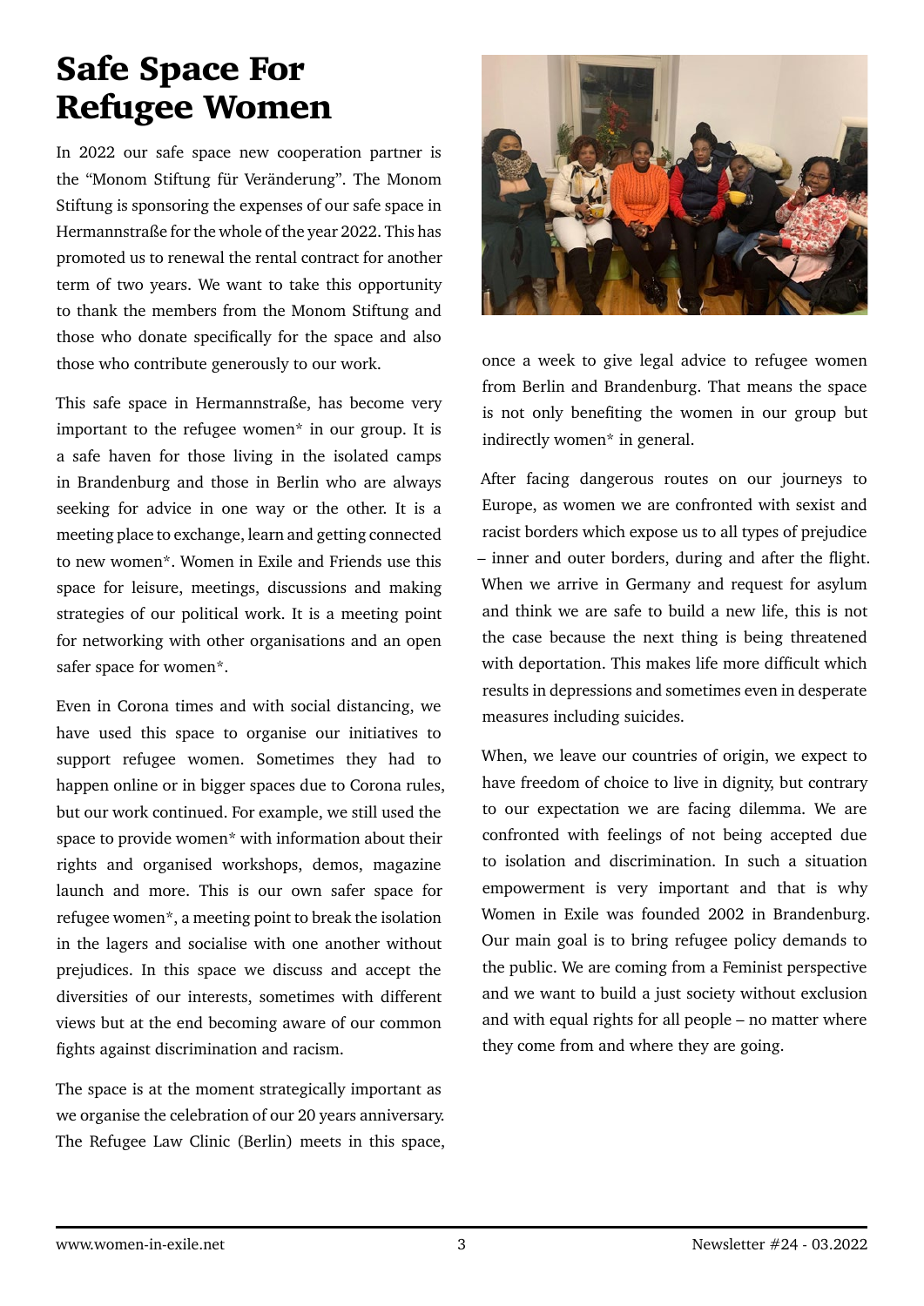# Safe Space For Refugee Women

In 2022 our safe space new cooperation partner is the "Monom Stiftung für Veränderung". The Monom Stiftung is sponsoring the expenses of our safe space in Hermannstraße for the whole of the year 2022. This has promoted us to renewal the rental contract for another term of two years. We want to take this opportunity to thank the members from the Monom Stiftung and those who donate specifically for the space and also those who contribute generously to our work.

This safe space in Hermannstraße, has become very important to the refugee women* in our group. It is a safe haven for those living in the isolated camps in Brandenburg and those in Berlin who are always seeking for advice in one way or the other. It is a meeting place to exchange, learn and getting connected to new women*. Women in Exile and Friends use this space for leisure, meetings, discussions and making strategies of our political work. It is a meeting point for networking with other organisations and an open safer space for women*.

Even in Corona times and with social distancing, we have used this space to organise our initiatives to support refugee women. Sometimes they had to happen online or in bigger spaces due to Corona rules, but our work continued. For example, we still used the space to provide women* with information about their rights and organised workshops, demos, magazine launch and more. This is our own safer space for refugee women*, a meeting point to break the isolation in the lagers and socialise with one another without prejudices. In this space we discuss and accept the diversities of our interests, sometimes with different views but at the end becoming aware of our common fights against discrimination and racism.

The space is at the moment strategically important as we organise the celebration of our 20 years anniversary. The Refugee Law Clinic (Berlin) meets in this space, once a week to give legal advice to refugee women from Berlin and Brandenburg. That means the space is not only benefiting the women in our group but indirectly women* in general.

After facing dangerous routes on our journeys to Europe, as women we are confronted with sexist and racist borders which expose us to all types of prejudice – inner and outer borders, during and after the flight. When we arrive in Germany and request for asylum and think we are safe to build a new life, this is not the case because the next thing is being threatened with deportation. This makes life more difficult which results in depressions and sometimes even in desperate measures including suicides.

When, we leave our countries of origin, we expect to have freedom of choice to live in dignity, but contrary to our expectation we are facing dilemma. We are confronted with feelings of not being accepted due to isolation and discrimination. In such a situation empowerment is very important and that is why Women in Exile was founded 2002 in Brandenburg. Our main goal is to bring refugee policy demands to the public. We are coming from a Feminist perspective and we want to build a just society without exclusion and with equal rights for all people – no matter where they come from and where they are going.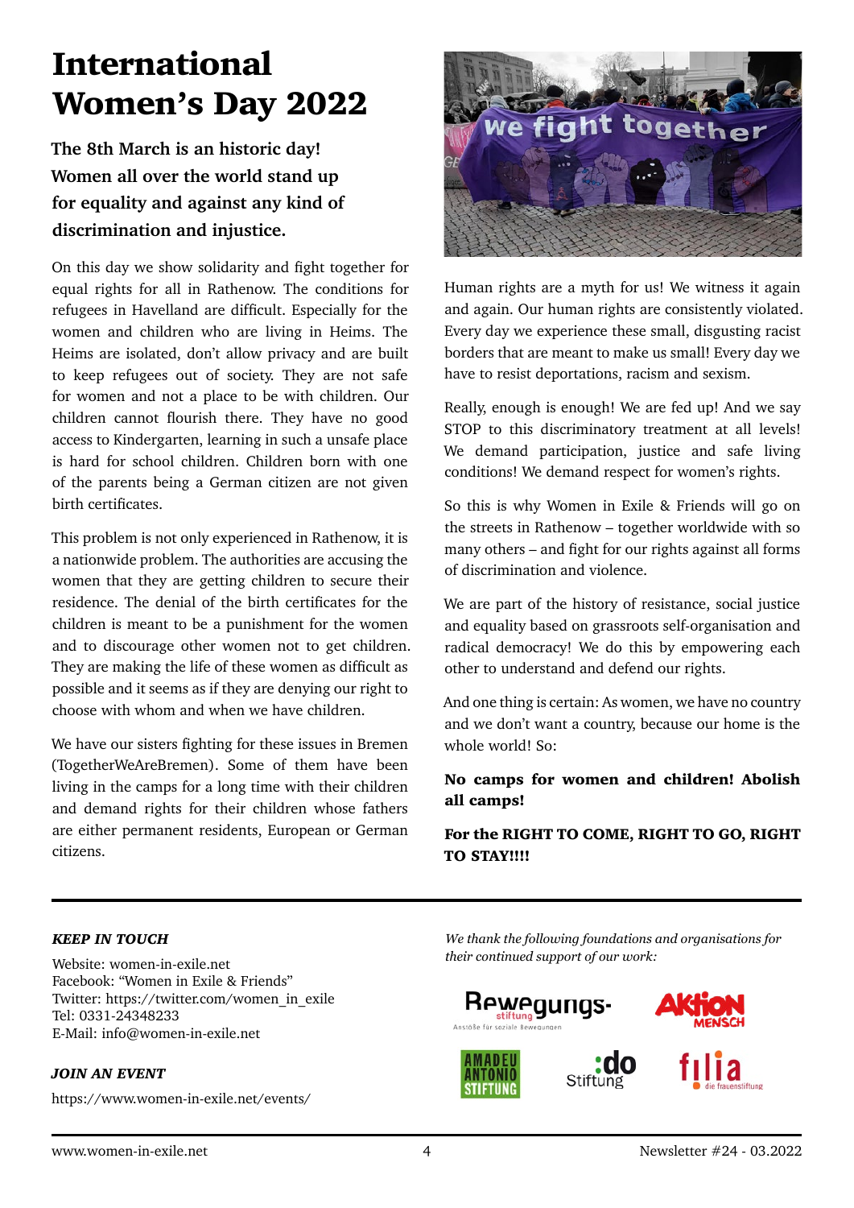# International Women's Day 2022

**The 8th March is an historic day! Women all over the world stand up for equality and against any kind of discrimination and injustice.**

On this day we show solidarity and fight together for equal rights for all in Rathenow. The conditions for refugees in Havelland are difficult. Especially for the women and children who are living in Heims. The Heims are isolated, don't allow privacy and are built to keep refugees out of society. They are not safe for women and not a place to be with children. Our children cannot flourish there. They have no good access to Kindergarten, learning in such a unsafe place is hard for school children. Children born with one of the parents being a German citizen are not given birth certificates.

This problem is not only experienced in Rathenow, it is a nationwide problem. The authorities are accusing the women that they are getting children to secure their residence. The denial of the birth certificates for the children is meant to be a punishment for the women and to discourage other women not to get children. They are making the life of these women as difficult as possible and it seems as if they are denying our right to choose with whom and when we have children.

We have our sisters fighting for these issues in Bremen (TogetherWeAreBremen). Some of them have been living in the camps for a long time with their children and demand rights for their children whose fathers are either permanent residents, European or German citizens.

Human rights are a myth for us! We witness it again and again. Our human rights are consistently violated. Every day we experience these small, disgusting racist borders that are meant to make us small! Every day we have to resist deportations, racism and sexism.

Really, enough is enough! We are fed up! And we say STOP to this discriminatory treatment at all levels! We demand participation, justice and safe living conditions! We demand respect for women's rights.

So this is why Women in Exile & Friends will go on the streets in Rathenow – together worldwide with so many others – and fight for our rights against all forms of discrimination and violence.

We are part of the history of resistance, social justice and equality based on grassroots self-organisation and radical democracy! We do this by empowering each other to understand and defend our rights.

And one thing is certain: As women, we have no country and we don't want a country, because our home is the whole world! So:

**No camps for women and children! Abolish all camps!**

**For the RIGHT TO COME, RIGHT TO GO, RIGHT TO STAY!!!!**

---

***KEEP IN TOUCH***

Website: women-in-exile.net
Facebook: "Women in Exile & Friends"
Twitter: https://twitter.com/women_in_exile
Tel: 0331-24348233
E-Mail: info@women-in-exile.net

***JOIN AN EVENT***

https://www.women-in-exile.net/events/

*We thank the following foundations and organisations for their continued support of our work:*

Bewegungsstiftung – Anstöße für soziale Bewegungen
Aktion Mensch
Amadeu Antonio Stiftung
:do Stiftung
filia die frauenstiftung